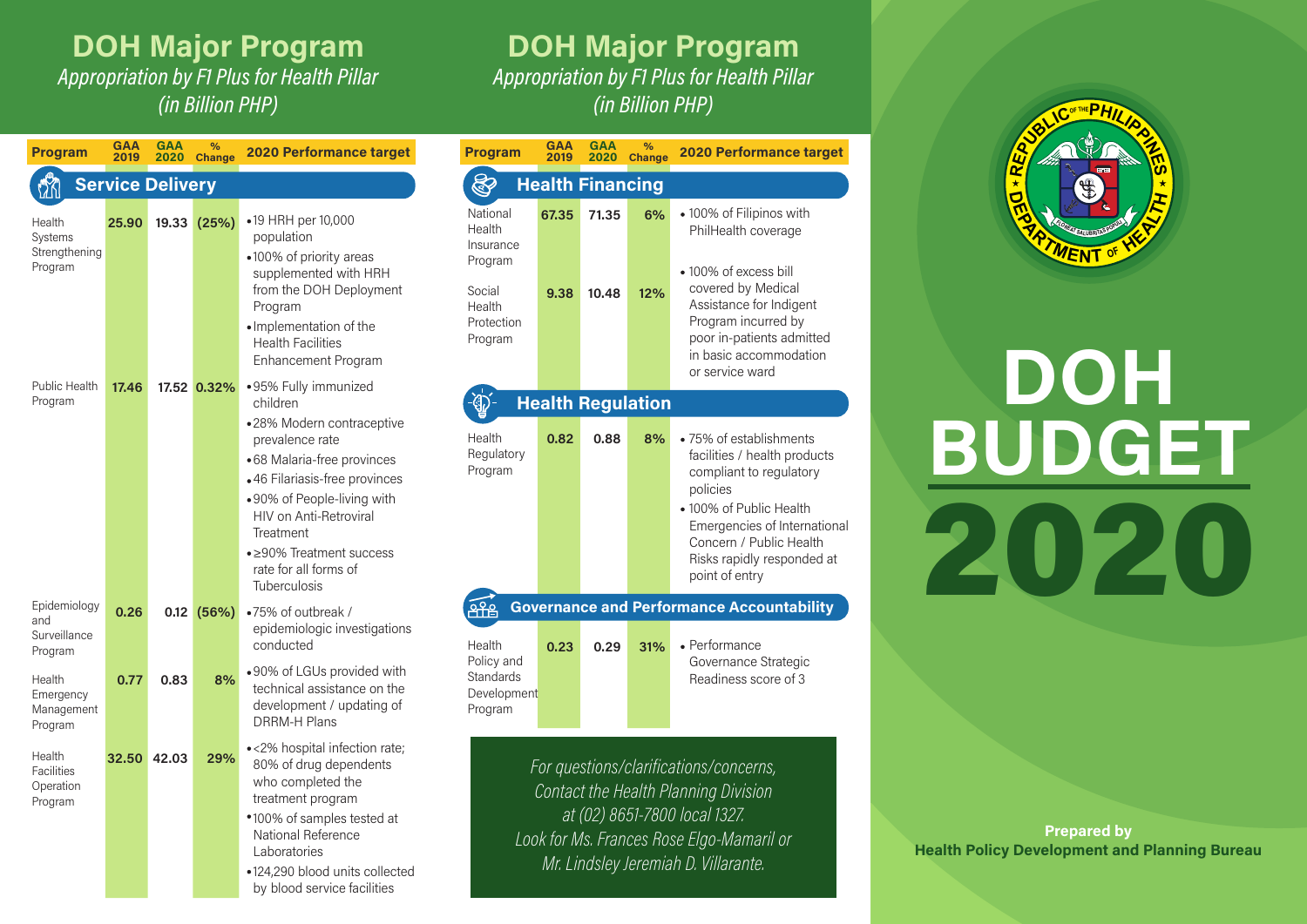# DOH Major Program

*Appropriation by F1 Plus for Health Pillar (in Billion PHP)*

| Program | GAA 2019 | GAA 2020 | % Change | 2020 Performance target |
|---|---|---|---|---|
| **Service Delivery** | | | | |
| Health Systems Strengthening Program | 25.90 | 19.33 | (25%) | • 19 HRH per 10,000 population<br>• 100% of priority areas supplemented with HRH from the DOH Deployment Program<br>• Implementation of the Health Facilities Enhancement Program |
| Public Health Program | 17.46 | 17.52 | 0.32% | • 95% Fully immunized children<br>• 28% Modern contraceptive prevalence rate<br>• 68 Malaria-free provinces<br>• 46 Filariasis-free provinces<br>• 90% of People-living with HIV on Anti-Retroviral Treatment<br>• ≥90% Treatment success rate for all forms of Tuberculosis |
| Epidemiology and Surveillance Program | 0.26 | 0.12 | (56%) | • 75% of outbreak / epidemiologic investigations conducted |
| Health Emergency Management Program | 0.77 | 0.83 | 8% | • 90% of LGUs provided with technical assistance on the development / updating of DRRM-H Plans |
| Health Facilities Operation Program | 32.50 | 42.03 | 29% | • <2% hospital infection rate; 80% of drug dependents who completed the treatment program<br>• 100% of samples tested at National Reference Laboratories<br>• 124,290 blood units collected by blood service facilities |

# DOH Major Program

*Appropriation by F1 Plus for Health Pillar (in Billion PHP)*

| Program | GAA 2019 | GAA 2020 | % Change | 2020 Performance target |
|---|---|---|---|---|
| **Health Financing** | | | | |
| National Health Insurance Program | 67.35 | 71.35 | 6% | • 100% of Filipinos with PhilHealth coverage |
| Social Health Protection Program | 9.38 | 10.48 | 12% | • 100% of excess bill covered by Medical Assistance for Indigent Program incurred by poor in-patients admitted in basic accommodation or service ward |
| **Health Regulation** | | | | |
| Health Regulatory Program | 0.82 | 0.88 | 8% | • 75% of establishments facilities / health products compliant to regulatory policies<br>• 100% of Public Health Emergencies of International Concern / Public Health Risks rapidly responded at point of entry |
| **Governance and Performance Accountability** | | | | |
| Health Policy and Standards Development Program | 0.23 | 0.29 | 31% | • Performance Governance Strategic Readiness score of 3 |

*For questions/clarifications/concerns, Contact the Health Planning Division at (02) 8651-7800 local 1327. Look for Ms. Frances Rose Elgo-Mamaril or Mr. Lindsley Jeremiah D. Villarante.*

# DOH BUDGET 2020

**Prepared by**
**Health Policy Development and Planning Bureau**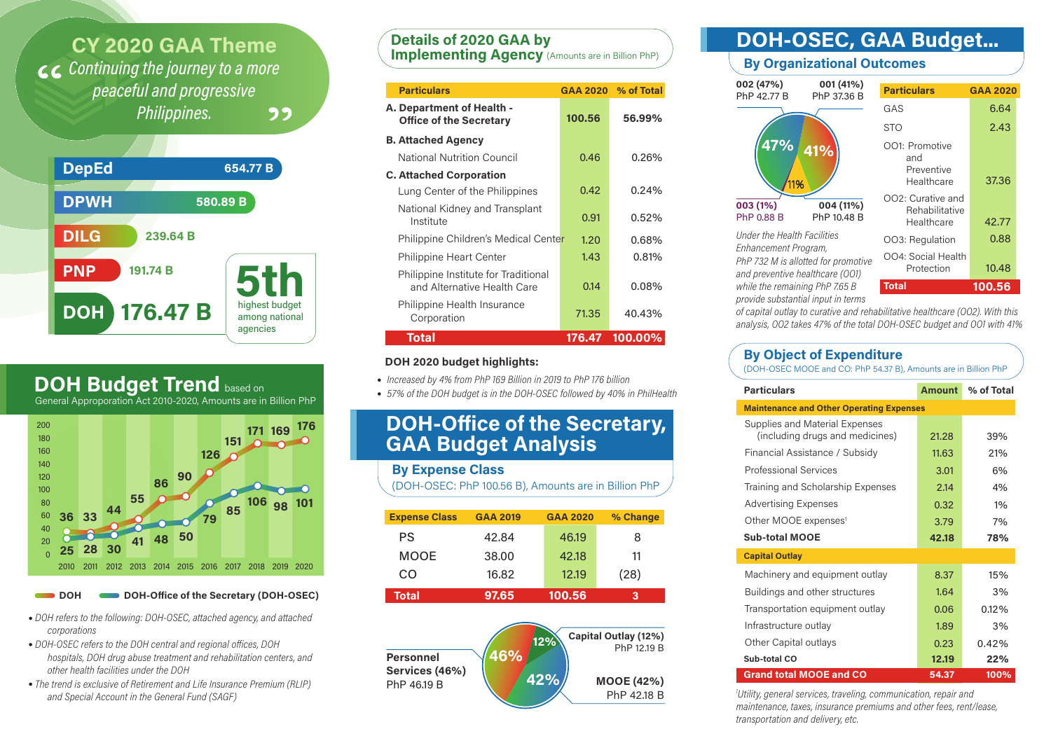## CY 2020 GAA Theme

*"Continuing the journey to a more peaceful and progressive Philippines."*

DepEd 654.77 B

DPWH 580.89 B

DILG 239.64 B

PNP 191.74 B

DOH 176.47 B

**5th** highest budget among national agencies

## DOH Budget Trend

based on General Approporation Act 2010-2020, Amounts are in Billion PhP

200 180 160 140 120 100 80 60 40 20 0

2010 2011 2012 2013 2014 2015 2016 2017 2018 2019 2020

DOH: 36 33 44 55 86 90 126 151 171 169 176

DOH-OSEC: 25 28 30 41 48 50 79 85 106 98 101

DOH — DOH-Office of the Secretary (DOH-OSEC)

- *DOH refers to the following: DOH-OSEC, attached agency, and attached corporations*
- *DOH-OSEC refers to the DOH central and regional offices, DOH hospitals, DOH drug abuse treatment and rehabilitation centers, and other health facilities under the DOH*
- *The trend is exclusive of Retirement and Life Insurance Premium (RLIP) and Special Account in the General Fund (SAGF)*

## Details of 2020 GAA by Implementing Agency

(Amounts are in Billion PhP)

| Particulars | GAA 2020 | % of Total |
|---|---|---|
| **A. Department of Health - Office of the Secretary** | **100.56** | **56.99%** |
| **B. Attached Agency** | | |
| National Nutrition Council | 0.46 | 0.26% |
| **C. Attached Corporation** | | |
| Lung Center of the Philippines | 0.42 | 0.24% |
| National Kidney and Transplant Institute | 0.91 | 0.52% |
| Philippine Children's Medical Center | 1.20 | 0.68% |
| Philippine Heart Center | 1.43 | 0.81% |
| Philippine Institute for Traditional and Alternative Health Care | 0.14 | 0.08% |
| Philippine Health Insurance Corporation | 71.35 | 40.43% |
| **Total** | **176.47** | **100.00%** |

**DOH 2020 budget highlights:**

- *Increased by 4% from PhP 169 Billion in 2019 to PhP 176 billion*
- *57% of the DOH budget is in the DOH-OSEC followed by 40% in PhilHealth*

## DOH-Office of the Secretary, GAA Budget Analysis

### By Expense Class

(DOH-OSEC: PhP 100.56 B), Amounts are in Billion PhP

| Expense Class | GAA 2019 | GAA 2020 | % Change |
|---|---|---|---|
| PS | 42.84 | 46.19 | 8 |
| MOOE | 38.00 | 42.18 | 11 |
| CO | 16.82 | 12.19 | (28) |
| **Total** | **97.65** | **100.56** | **3** |

**Personnel Services (46%)** PhP 46.19 B

**Capital Outlay (12%)** PhP 12.19 B

**MOOE (42%)** PhP 42.18 B

46% 12% 42%

## DOH-OSEC, GAA Budget...

### By Organizational Outcomes

002 (47%) PhP 42.77 B

001 (41%) PhP 37.36 B

003 (1%) PhP 0.88 B

004 (11%) PhP 10.48 B

47% 41% 11%

| Particulars | GAA 2020 |
|---|---|
| GAS | 6.64 |
| STO | 2.43 |
| OO1: Promotive and Preventive Healthcare | 37.36 |
| OO2: Curative and Rehabilitative Healthcare | 42.77 |
| OO3: Regulation | 0.88 |
| OO4: Social Health Protection | 10.48 |
| **Total** | **100.56** |

*Under the Health Facilities Enhancement Program, PhP 732 M is allotted for promotive and preventive healthcare (OO1) while the remaining PhP 7.65 B provide substantial input in terms of capital outlay to curative and rehabilitative healthcare (OO2). With this analysis, OO2 takes 47% of the total DOH-OSEC budget and OO1 with 41%*

### By Object of Expenditure

(DOH-OSEC MOOE and CO: PhP 54.37 B), Amounts are in Billion PhP

| Particulars | Amount | % of Total |
|---|---|---|
| **Maintenance and Other Operating Expenses** | | |
| Supplies and Material Expenses (including drugs and medicines) | 21.28 | 39% |
| Financial Assistance / Subsidy | 11.63 | 21% |
| Professional Services | 3.01 | 6% |
| Training and Scholarship Expenses | 2.14 | 4% |
| Advertising Expenses | 0.32 | 1% |
| Other MOOE expenses[1] | 3.79 | 7% |
| **Sub-total MOOE** | **42.18** | **78%** |
| **Capital Outlay** | | |
| Machinery and equipment outlay | 8.37 | 15% |
| Buildings and other structures | 1.64 | 3% |
| Transportation equipment outlay | 0.06 | 0.12% |
| Infrastructure outlay | 1.89 | 3% |
| Other Capital outlays | 0.23 | 0.42% |
| **Sub-total CO** | **12.19** | **22%** |
| **Grand total MOOE and CO** | **54.37** | **100%** |

*[1]Utility, general services, traveling, communication, repair and maintenance, taxes, insurance premiums and other fees, rent/lease, transportation and delivery, etc.*